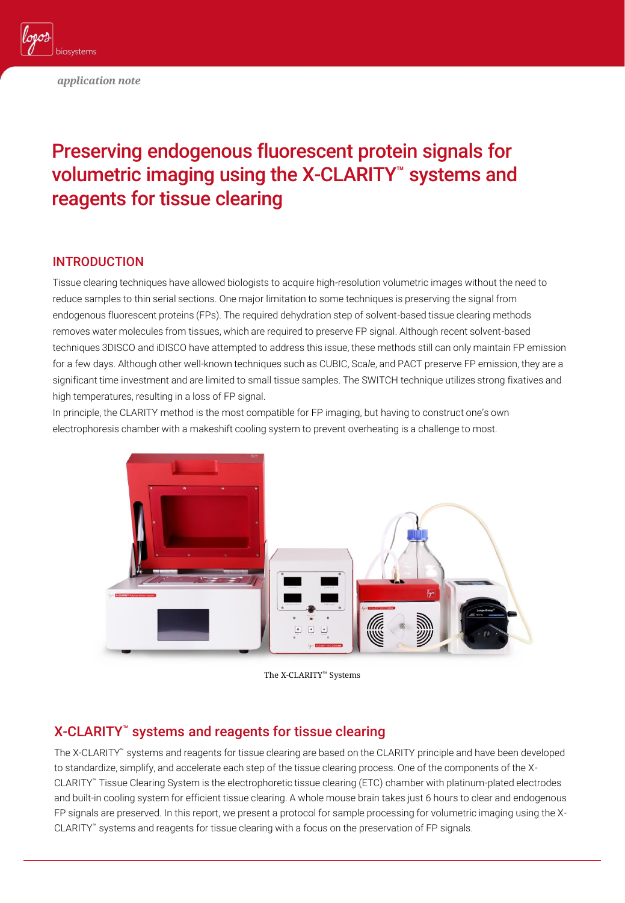*application note*

# Preserving endogenous fluorescent protein signals for volumetric imaging using the X-CLARITY™ systems and reagents for tissue clearing

## INTRODUCTION

Tissue clearing techniques have allowed biologists to acquire high-resolution volumetric images without the need to reduce samples to thin serial sections. One major limitation to some techniques is preserving the signal from endogenous fluorescent proteins (FPs). The required dehydration step of solvent-based tissue clearing methods removes water molecules from tissues, which are required to preserve FP signal. Although recent solvent-based techniques 3DISCO and iDISCO have attempted to address this issue, these methods still can only maintain FP emission for a few days. Although other well-known techniques such as CUBIC, Sca*l*e, and PACT preserve FP emission, they are a significant time investment and are limited to small tissue samples. The SWITCH technique utilizes strong fixatives and high temperatures, resulting in a loss of FP signal.

In principle, the CLARITY method is the most compatible for FP imaging, but having to construct one's own electrophoresis chamber with a makeshift cooling system to prevent overheating is a challenge to most.

The X-CLARITY™ Systems

## X-CLARITY™ systems and reagents for tissue clearing

The X-CLARITY™ systems and reagents for tissue clearing are based on the CLARITY principle and have been developed to standardize, simplify, and accelerate each step of the tissue clearing process. One of the components of the X-CLARITY™ Tissue Clearing System is the electrophoretic tissue clearing (ETC) chamber with platinum-plated electrodes and built-in cooling system for efficient tissue clearing. A whole mouse brain takes just 6 hours to clear and endogenous FP signals are preserved. In this report, we present a protocol for sample processing for volumetric imaging using the X-CLARITY™ systems and reagents for tissue clearing with a focus on the preservation of FP signals.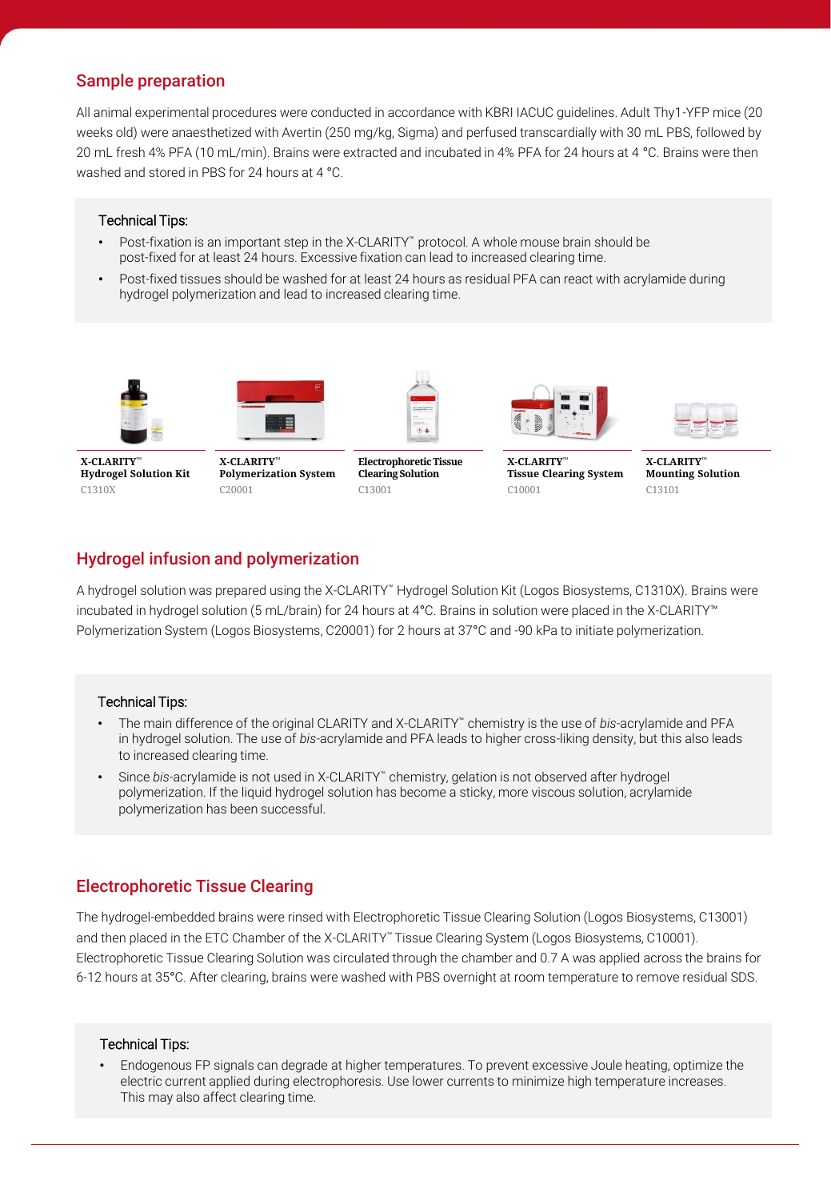## Sample preparation

All animal experimental procedures were conducted in accordance with KBRI IACUC guidelines. Adult Thy1-YFP mice (20 weeks old) were anaesthetized with Avertin (250 mg/kg, Sigma) and perfused transcardially with 30 mL PBS, followed by 20 mL fresh 4% PFA (10 mL/min). Brains were extracted and incubated in 4% PFA for 24 hours at 4 °C. Brains were then washed and stored in PBS for 24 hours at 4 °C.

> **Technical Tips:**
> - Post-fixation is an important step in the X-CLARITY™ protocol. A whole mouse brain should be post-fixed for at least 24 hours. Excessive fixation can lead to increased clearing time.
> - Post-fixed tissues should be washed for at least 24 hours as residual PFA can react with acrylamide during hydrogel polymerization and lead to increased clearing time.

| X-CLARITY™ Hydrogel Solution Kit | X-CLARITY™ Polymerization System | Electrophoretic Tissue Clearing Solution | X-CLARITY™ Tissue Clearing System | X-CLARITY™ Mounting Solution |
|---|---|---|---|---|
| C1310X | C20001 | C13001 | C10001 | C13101 |

## Hydrogel infusion and polymerization

A hydrogel solution was prepared using the X-CLARITY™ Hydrogel Solution Kit (Logos Biosystems, C1310X). Brains were incubated in hydrogel solution (5 mL/brain) for 24 hours at 4°C. Brains in solution were placed in the X-CLARITY™ Polymerization System (Logos Biosystems, C20001) for 2 hours at 37°C and -90 kPa to initiate polymerization.

> **Technical Tips:**
> - The main difference of the original CLARITY and X-CLARITY™ chemistry is the use of *bis*-acrylamide and PFA in hydrogel solution. The use of *bis*-acrylamide and PFA leads to higher cross-liking density, but this also leads to increased clearing time.
> - Since *bis*-acrylamide is not used in X-CLARITY™ chemistry, gelation is not observed after hydrogel polymerization. If the liquid hydrogel solution has become a sticky, more viscous solution, acrylamide polymerization has been successful.

## Electrophoretic Tissue Clearing

The hydrogel-embedded brains were rinsed with Electrophoretic Tissue Clearing Solution (Logos Biosystems, C13001) and then placed in the ETC Chamber of the X-CLARITY™ Tissue Clearing System (Logos Biosystems, C10001). Electrophoretic Tissue Clearing Solution was circulated through the chamber and 0.7 A was applied across the brains for 6-12 hours at 35°C. After clearing, brains were washed with PBS overnight at room temperature to remove residual SDS.

> **Technical Tips:**
> - Endogenous FP signals can degrade at higher temperatures. To prevent excessive Joule heating, optimize the electric current applied during electrophoresis. Use lower currents to minimize high temperature increases. This may also affect clearing time.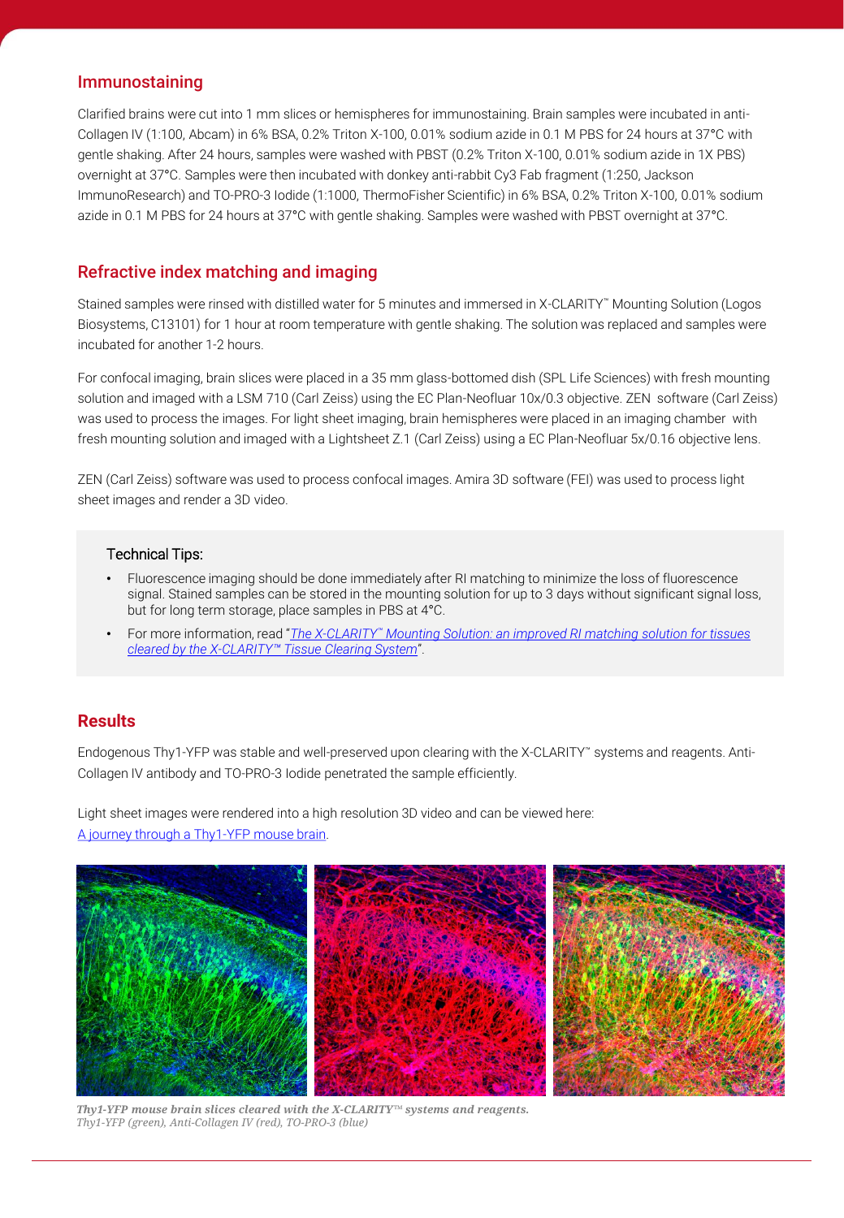## Immunostaining

Clarified brains were cut into 1 mm slices or hemispheres for immunostaining. Brain samples were incubated in anti-Collagen IV (1:100, Abcam) in 6% BSA, 0.2% Triton X-100, 0.01% sodium azide in 0.1 M PBS for 24 hours at 37°C with gentle shaking. After 24 hours, samples were washed with PBST (0.2% Triton X-100, 0.01% sodium azide in 1X PBS) overnight at 37°C. Samples were then incubated with donkey anti-rabbit Cy3 Fab fragment (1:250, Jackson ImmunoResearch) and TO-PRO-3 Iodide (1:1000, ThermoFisher Scientific) in 6% BSA, 0.2% Triton X-100, 0.01% sodium azide in 0.1 M PBS for 24 hours at 37°C with gentle shaking. Samples were washed with PBST overnight at 37°C.

## Refractive index matching and imaging

Stained samples were rinsed with distilled water for 5 minutes and immersed in X-CLARITY™ Mounting Solution (Logos Biosystems, C13101) for 1 hour at room temperature with gentle shaking. The solution was replaced and samples were incubated for another 1-2 hours.

For confocal imaging, brain slices were placed in a 35 mm glass-bottomed dish (SPL Life Sciences) with fresh mounting solution and imaged with a LSM 710 (Carl Zeiss) using the EC Plan-Neofluar 10x/0.3 objective. ZEN software (Carl Zeiss) was used to process the images. For light sheet imaging, brain hemispheres were placed in an imaging chamber with fresh mounting solution and imaged with a Lightsheet Z.1 (Carl Zeiss) using a EC Plan-Neofluar 5x/0.16 objective lens.

ZEN (Carl Zeiss) software was used to process confocal images. Amira 3D software (FEI) was used to process light sheet images and render a 3D video.

### Technical Tips:

- Fluorescence imaging should be done immediately after RI matching to minimize the loss of fluorescence signal. Stained samples can be stored in the mounting solution for up to 3 days without significant signal loss, but for long term storage, place samples in PBS at 4°C.
- For more information, read "*The X-CLARITY™ Mounting Solution: an improved RI matching solution for tissues cleared by the X-CLARITY™ Tissue Clearing System*".

## Results

Endogenous Thy1-YFP was stable and well-preserved upon clearing with the X-CLARITY™ systems and reagents. Anti-Collagen IV antibody and TO-PRO-3 Iodide penetrated the sample efficiently.

Light sheet images were rendered into a high resolution 3D video and can be viewed here: A journey through a Thy1-YFP mouse brain.

***Thy1-YFP mouse brain slices cleared with the X-CLARITY™ systems and reagents.***
*Thy1-YFP (green), Anti-Collagen IV (red), TO-PRO-3 (blue)*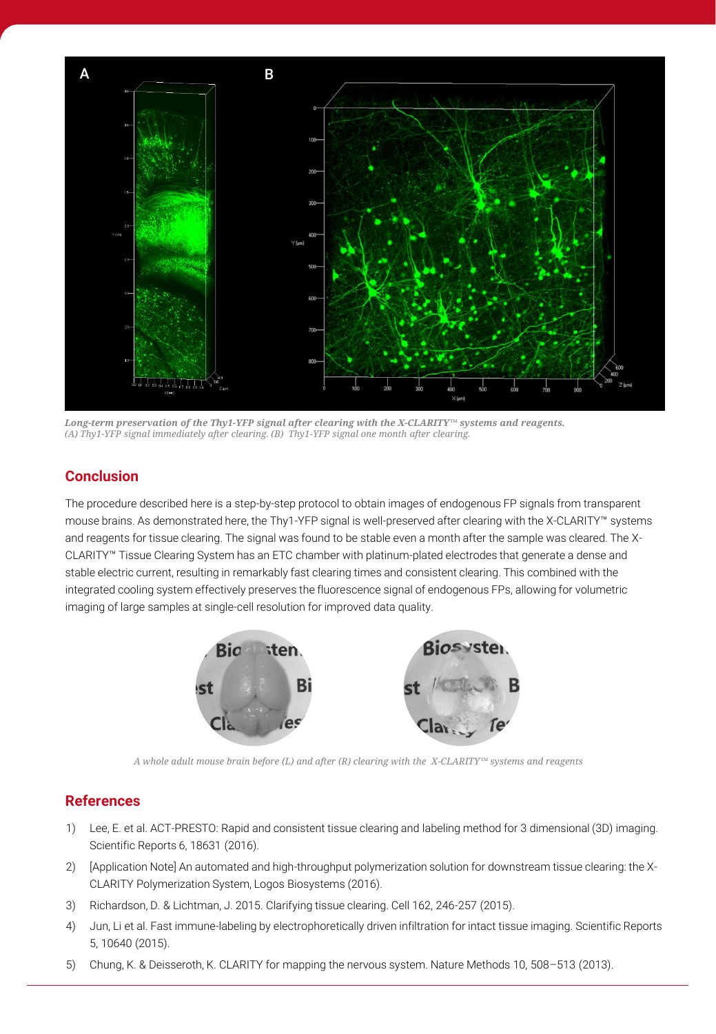*Long-term preservation of the Thy1-YFP signal after clearing with the X-CLARITY™ systems and reagents.*
*(A) Thy1-YFP signal immediately after clearing. (B) Thy1-YFP signal one month after clearing.*

## Conclusion

The procedure described here is a step-by-step protocol to obtain images of endogenous FP signals from transparent mouse brains. As demonstrated here, the Thy1-YFP signal is well-preserved after clearing with the X-CLARITY™ systems and reagents for tissue clearing. The signal was found to be stable even a month after the sample was cleared. The X-CLARITY™ Tissue Clearing System has an ETC chamber with platinum-plated electrodes that generate a dense and stable electric current, resulting in remarkably fast clearing times and consistent clearing. This combined with the integrated cooling system effectively preserves the fluorescence signal of endogenous FPs, allowing for volumetric imaging of large samples at single-cell resolution for improved data quality.

*A whole adult mouse brain before (L) and after (R) clearing with the X-CLARITY™ systems and reagents*

## References

1) Lee, E. et al. ACT-PRESTO: Rapid and consistent tissue clearing and labeling method for 3 dimensional (3D) imaging. Scientific Reports 6, 18631 (2016).
2) [Application Note] An automated and high-throughput polymerization solution for downstream tissue clearing: the X-CLARITY Polymerization System, Logos Biosystems (2016).
3) Richardson, D. & Lichtman, J. 2015. Clarifying tissue clearing. Cell 162, 246-257 (2015).
4) Jun, Li et al. Fast immune-labeling by electrophoretically driven infiltration for intact tissue imaging. Scientific Reports 5, 10640 (2015).
5) Chung, K. & Deisseroth, K. CLARITY for mapping the nervous system. Nature Methods 10, 508–513 (2013).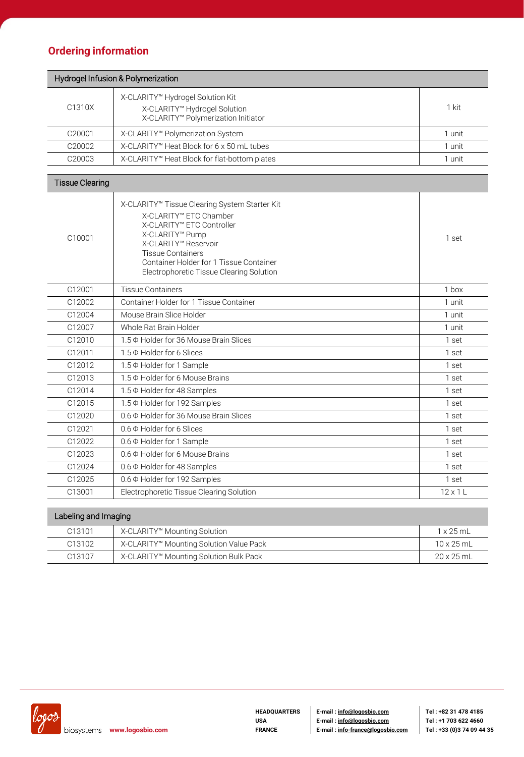## Ordering information

| | | |
|---|---|---|
| **Hydrogel Infusion & Polymerization** | | |
| C1310X | X-CLARITY™ Hydrogel Solution Kit<br>X-CLARITY™ Hydrogel Solution<br>X-CLARITY™ Polymerization Initiator | 1 kit |
| C20001 | X-CLARITY™ Polymerization System | 1 unit |
| C20002 | X-CLARITY™ Heat Block for 6 x 50 mL tubes | 1 unit |
| C20003 | X-CLARITY™ Heat Block for flat-bottom plates | 1 unit |
| **Tissue Clearing** | | |
| C10001 | X-CLARITY™ Tissue Clearing System Starter Kit<br>X-CLARITY™ ETC Chamber<br>X-CLARITY™ ETC Controller<br>X-CLARITY™ Pump<br>X-CLARITY™ Reservoir<br>Tissue Containers<br>Container Holder for 1 Tissue Container<br>Electrophoretic Tissue Clearing Solution | 1 set |
| C12001 | Tissue Containers | 1 box |
| C12002 | Container Holder for 1 Tissue Container | 1 unit |
| C12004 | Mouse Brain Slice Holder | 1 unit |
| C12007 | Whole Rat Brain Holder | 1 unit |
| C12010 | 1.5 Φ Holder for 36 Mouse Brain Slices | 1 set |
| C12011 | 1.5 Φ Holder for 6 Slices | 1 set |
| C12012 | 1.5 Φ Holder for 1 Sample | 1 set |
| C12013 | 1.5 Φ Holder for 6 Mouse Brains | 1 set |
| C12014 | 1.5 Φ Holder for 48 Samples | 1 set |
| C12015 | 1.5 Φ Holder for 192 Samples | 1 set |
| C12020 | 0.6 Φ Holder for 36 Mouse Brain Slices | 1 set |
| C12021 | 0.6 Φ Holder for 6 Slices | 1 set |
| C12022 | 0.6 Φ Holder for 1 Sample | 1 set |
| C12023 | 0.6 Φ Holder for 6 Mouse Brains | 1 set |
| C12024 | 0.6 Φ Holder for 48 Samples | 1 set |
| C12025 | 0.6 Φ Holder for 192 Samples | 1 set |
| C13001 | Electrophoretic Tissue Clearing Solution | 12 x 1 L |
| **Labeling and Imaging** | | |
| C13101 | X-CLARITY™ Mounting Solution | 1 x 25 mL |
| C13102 | X-CLARITY™ Mounting Solution Value Pack | 10 x 25 mL |
| C13107 | X-CLARITY™ Mounting Solution Bulk Pack | 20 x 25 mL |

logos biosystems www.logosbio.com

| | | |
|---|---|---|
| **HEADQUARTERS** | E-mail : info@logosbio.com | Tel : +82 31 478 4185 |
| **USA** | E-mail : info@logosbio.com | Tel : +1 703 622 4660 |
| **FRANCE** | E-mail : info-france@logosbio.com | Tel : +33 (0)3 74 09 44 35 |